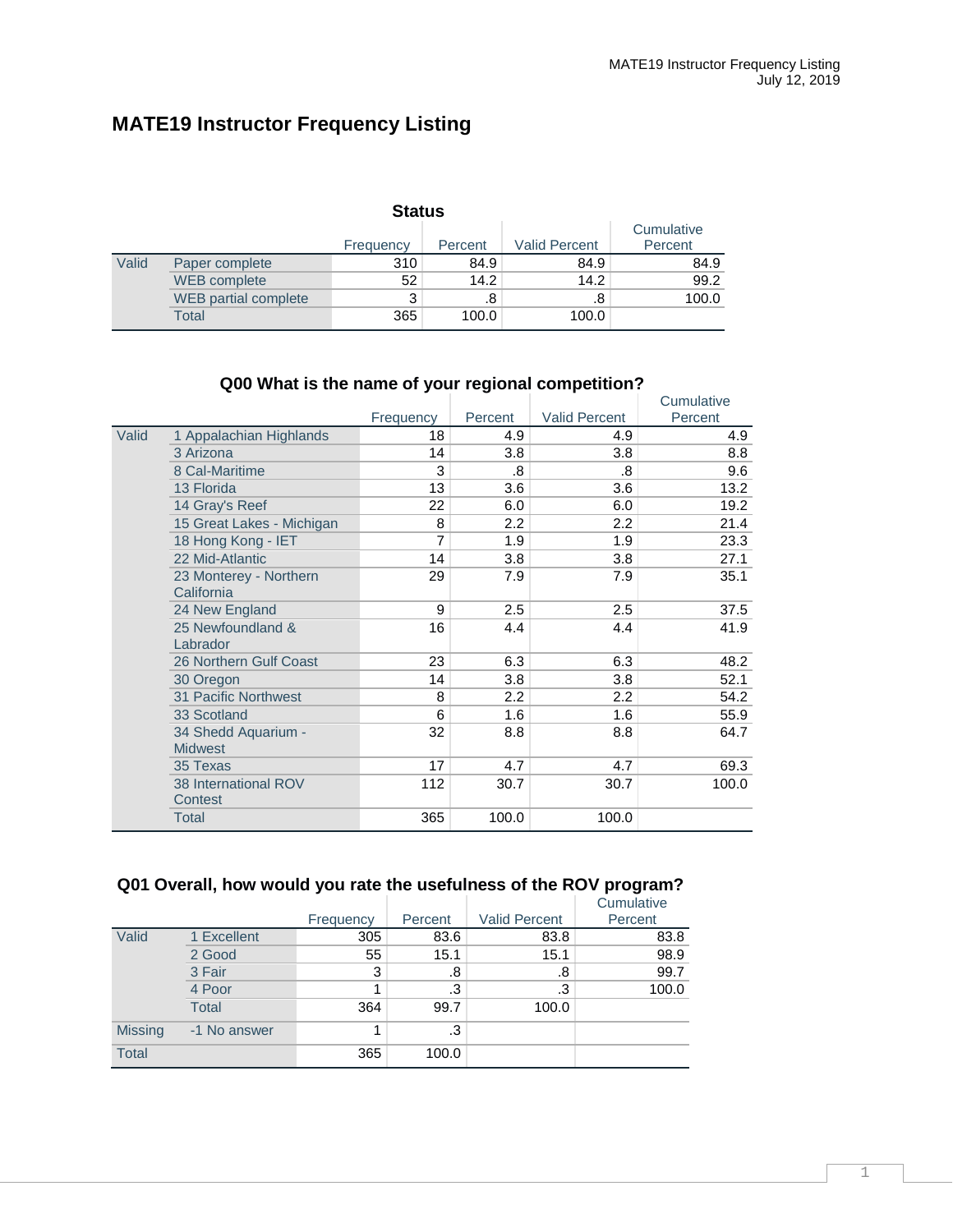# MATE19 Instructor Frequency Listing

**Status**

| | | Frequency | Percent | Valid Percent | Cumulative Percent |
|---|---|---|---|---|---|
| Valid | Paper complete | 310 | 84.9 | 84.9 | 84.9 |
| | WEB complete | 52 | 14.2 | 14.2 | 99.2 |
| | WEB partial complete | 3 | .8 | .8 | 100.0 |
| | Total | 365 | 100.0 | 100.0 | |

**Q00 What is the name of your regional competition?**

| | | Frequency | Percent | Valid Percent | Cumulative Percent |
|---|---|---|---|---|---|
| Valid | 1 Appalachian Highlands | 18 | 4.9 | 4.9 | 4.9 |
| | 3 Arizona | 14 | 3.8 | 3.8 | 8.8 |
| | 8 Cal-Maritime | 3 | .8 | .8 | 9.6 |
| | 13 Florida | 13 | 3.6 | 3.6 | 13.2 |
| | 14 Gray's Reef | 22 | 6.0 | 6.0 | 19.2 |
| | 15 Great Lakes - Michigan | 8 | 2.2 | 2.2 | 21.4 |
| | 18 Hong Kong - IET | 7 | 1.9 | 1.9 | 23.3 |
| | 22 Mid-Atlantic | 14 | 3.8 | 3.8 | 27.1 |
| | 23 Monterey - Northern California | 29 | 7.9 | 7.9 | 35.1 |
| | 24 New England | 9 | 2.5 | 2.5 | 37.5 |
| | 25 Newfoundland & Labrador | 16 | 4.4 | 4.4 | 41.9 |
| | 26 Northern Gulf Coast | 23 | 6.3 | 6.3 | 48.2 |
| | 30 Oregon | 14 | 3.8 | 3.8 | 52.1 |
| | 31 Pacific Northwest | 8 | 2.2 | 2.2 | 54.2 |
| | 33 Scotland | 6 | 1.6 | 1.6 | 55.9 |
| | 34 Shedd Aquarium - Midwest | 32 | 8.8 | 8.8 | 64.7 |
| | 35 Texas | 17 | 4.7 | 4.7 | 69.3 |
| | 38 International ROV Contest | 112 | 30.7 | 30.7 | 100.0 |
| | Total | 365 | 100.0 | 100.0 | |

**Q01 Overall, how would you rate the usefulness of the ROV program?**

| | | Frequency | Percent | Valid Percent | Cumulative Percent |
|---|---|---|---|---|---|
| Valid | 1 Excellent | 305 | 83.6 | 83.8 | 83.8 |
| | 2 Good | 55 | 15.1 | 15.1 | 98.9 |
| | 3 Fair | 3 | .8 | .8 | 99.7 |
| | 4 Poor | 1 | .3 | .3 | 100.0 |
| | Total | 364 | 99.7 | 100.0 | |
| Missing | -1 No answer | 1 | .3 | | |
| Total | | 365 | 100.0 | | |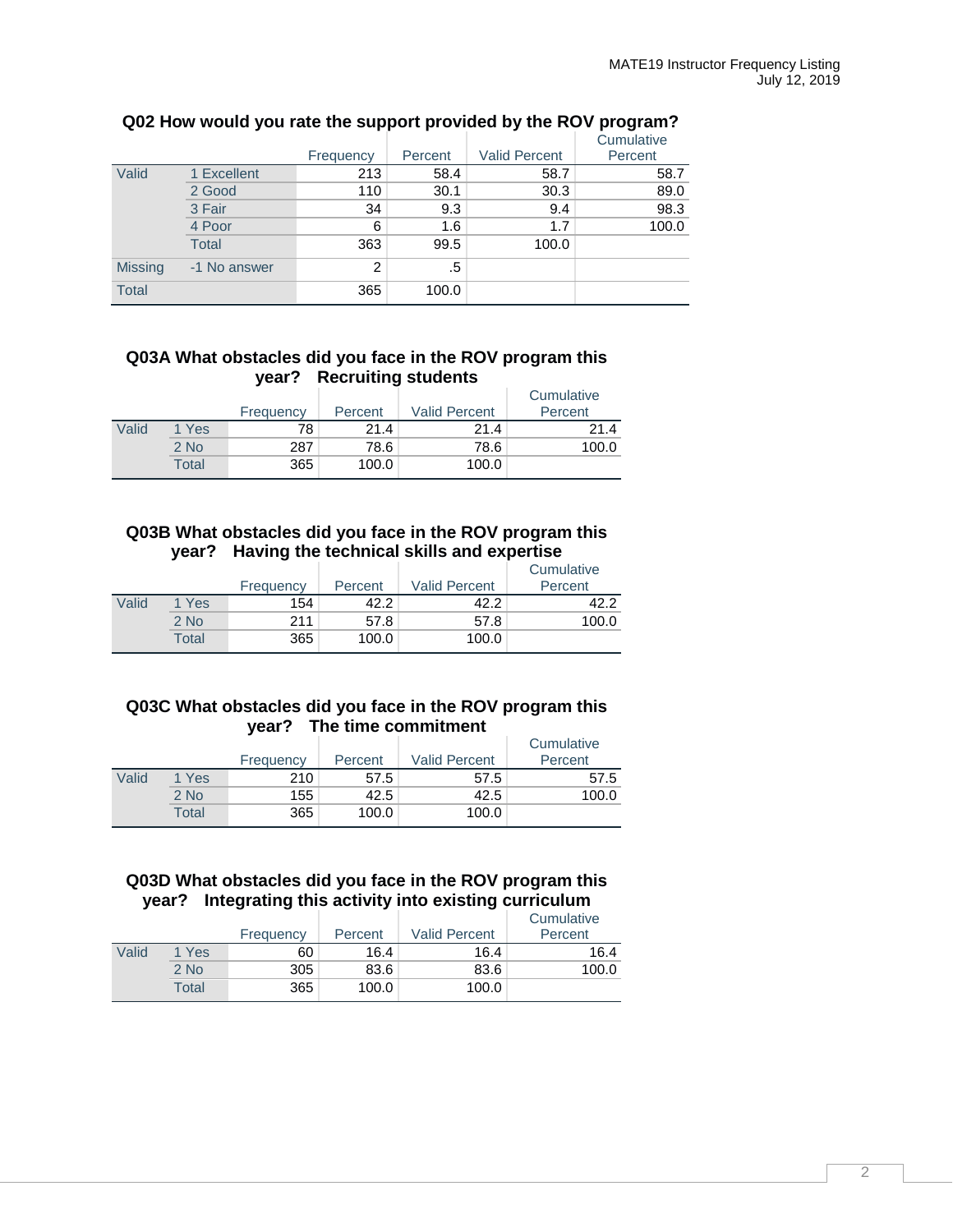### Q02 How would you rate the support provided by the ROV program?

| | | Frequency | Percent | Valid Percent | Cumulative Percent |
|---|---|---|---|---|---|
| Valid | 1 Excellent | 213 | 58.4 | 58.7 | 58.7 |
| | 2 Good | 110 | 30.1 | 30.3 | 89.0 |
| | 3 Fair | 34 | 9.3 | 9.4 | 98.3 |
| | 4 Poor | 6 | 1.6 | 1.7 | 100.0 |
| | Total | 363 | 99.5 | 100.0 | |
| Missing | -1 No answer | 2 | .5 | | |
| Total | | 365 | 100.0 | | |

### Q03A What obstacles did you face in the ROV program this year? Recruiting students

| | | Frequency | Percent | Valid Percent | Cumulative Percent |
|---|---|---|---|---|---|
| Valid | 1 Yes | 78 | 21.4 | 21.4 | 21.4 |
| | 2 No | 287 | 78.6 | 78.6 | 100.0 |
| | Total | 365 | 100.0 | 100.0 | |

### Q03B What obstacles did you face in the ROV program this year? Having the technical skills and expertise

| | | Frequency | Percent | Valid Percent | Cumulative Percent |
|---|---|---|---|---|---|
| Valid | 1 Yes | 154 | 42.2 | 42.2 | 42.2 |
| | 2 No | 211 | 57.8 | 57.8 | 100.0 |
| | Total | 365 | 100.0 | 100.0 | |

### Q03C What obstacles did you face in the ROV program this year? The time commitment

| | | Frequency | Percent | Valid Percent | Cumulative Percent |
|---|---|---|---|---|---|
| Valid | 1 Yes | 210 | 57.5 | 57.5 | 57.5 |
| | 2 No | 155 | 42.5 | 42.5 | 100.0 |
| | Total | 365 | 100.0 | 100.0 | |

### Q03D What obstacles did you face in the ROV program this year? Integrating this activity into existing curriculum

| | | Frequency | Percent | Valid Percent | Cumulative Percent |
|---|---|---|---|---|---|
| Valid | 1 Yes | 60 | 16.4 | 16.4 | 16.4 |
| | 2 No | 305 | 83.6 | 83.6 | 100.0 |
| | Total | 365 | 100.0 | 100.0 | |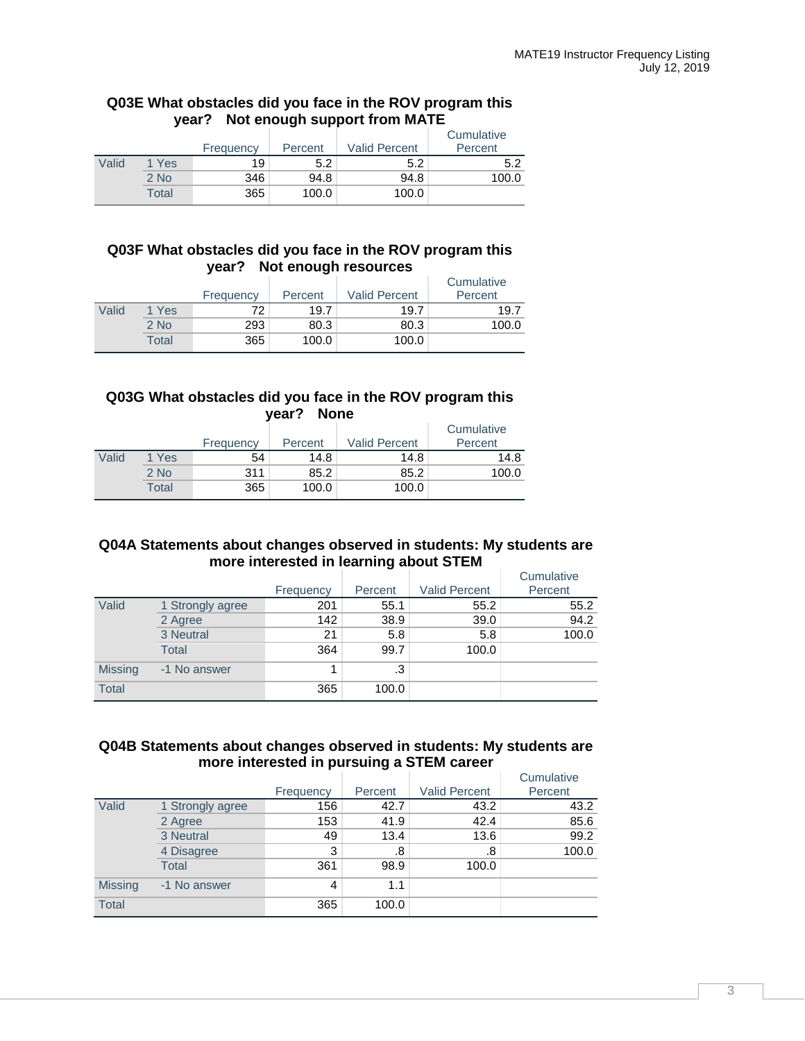**Q03E What obstacles did you face in the ROV program this year? Not enough support from MATE**

| | | Frequency | Percent | Valid Percent | Cumulative Percent |
|---|---|---|---|---|---|
| Valid | 1 Yes | 19 | 5.2 | 5.2 | 5.2 |
| | 2 No | 346 | 94.8 | 94.8 | 100.0 |
| | Total | 365 | 100.0 | 100.0 | |

**Q03F What obstacles did you face in the ROV program this year? Not enough resources**

| | | Frequency | Percent | Valid Percent | Cumulative Percent |
|---|---|---|---|---|---|
| Valid | 1 Yes | 72 | 19.7 | 19.7 | 19.7 |
| | 2 No | 293 | 80.3 | 80.3 | 100.0 |
| | Total | 365 | 100.0 | 100.0 | |

**Q03G What obstacles did you face in the ROV program this year? None**

| | | Frequency | Percent | Valid Percent | Cumulative Percent |
|---|---|---|---|---|---|
| Valid | 1 Yes | 54 | 14.8 | 14.8 | 14.8 |
| | 2 No | 311 | 85.2 | 85.2 | 100.0 |
| | Total | 365 | 100.0 | 100.0 | |

**Q04A Statements about changes observed in students: My students are more interested in learning about STEM**

| | | Frequency | Percent | Valid Percent | Cumulative Percent |
|---|---|---|---|---|---|
| Valid | 1 Strongly agree | 201 | 55.1 | 55.2 | 55.2 |
| | 2 Agree | 142 | 38.9 | 39.0 | 94.2 |
| | 3 Neutral | 21 | 5.8 | 5.8 | 100.0 |
| | Total | 364 | 99.7 | 100.0 | |
| Missing | -1 No answer | 1 | .3 | | |
| Total | | 365 | 100.0 | | |

**Q04B Statements about changes observed in students: My students are more interested in pursuing a STEM career**

| | | Frequency | Percent | Valid Percent | Cumulative Percent |
|---|---|---|---|---|---|
| Valid | 1 Strongly agree | 156 | 42.7 | 43.2 | 43.2 |
| | 2 Agree | 153 | 41.9 | 42.4 | 85.6 |
| | 3 Neutral | 49 | 13.4 | 13.6 | 99.2 |
| | 4 Disagree | 3 | .8 | .8 | 100.0 |
| | Total | 361 | 98.9 | 100.0 | |
| Missing | -1 No answer | 4 | 1.1 | | |
| Total | | 365 | 100.0 | | |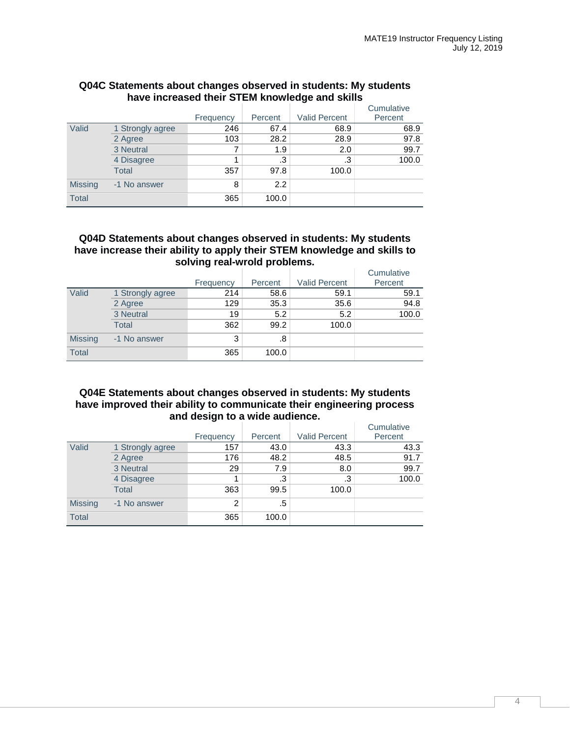### Q04C Statements about changes observed in students: My students have increased their STEM knowledge and skills

| | | Frequency | Percent | Valid Percent | Cumulative Percent |
|---|---|---|---|---|---|
| Valid | 1 Strongly agree | 246 | 67.4 | 68.9 | 68.9 |
| | 2 Agree | 103 | 28.2 | 28.9 | 97.8 |
| | 3 Neutral | 7 | 1.9 | 2.0 | 99.7 |
| | 4 Disagree | 1 | .3 | .3 | 100.0 |
| | Total | 357 | 97.8 | 100.0 | |
| Missing | -1 No answer | 8 | 2.2 | | |
| Total | | 365 | 100.0 | | |

### Q04D Statements about changes observed in students: My students have increase their ability to apply their STEM knowledge and skills to solving real-wrold problems.

| | | Frequency | Percent | Valid Percent | Cumulative Percent |
|---|---|---|---|---|---|
| Valid | 1 Strongly agree | 214 | 58.6 | 59.1 | 59.1 |
| | 2 Agree | 129 | 35.3 | 35.6 | 94.8 |
| | 3 Neutral | 19 | 5.2 | 5.2 | 100.0 |
| | Total | 362 | 99.2 | 100.0 | |
| Missing | -1 No answer | 3 | .8 | | |
| Total | | 365 | 100.0 | | |

### Q04E Statements about changes observed in students: My students have improved their ability to communicate their engineering process and design to a wide audience.

| | | Frequency | Percent | Valid Percent | Cumulative Percent |
|---|---|---|---|---|---|
| Valid | 1 Strongly agree | 157 | 43.0 | 43.3 | 43.3 |
| | 2 Agree | 176 | 48.2 | 48.5 | 91.7 |
| | 3 Neutral | 29 | 7.9 | 8.0 | 99.7 |
| | 4 Disagree | 1 | .3 | .3 | 100.0 |
| | Total | 363 | 99.5 | 100.0 | |
| Missing | -1 No answer | 2 | .5 | | |
| Total | | 365 | 100.0 | | |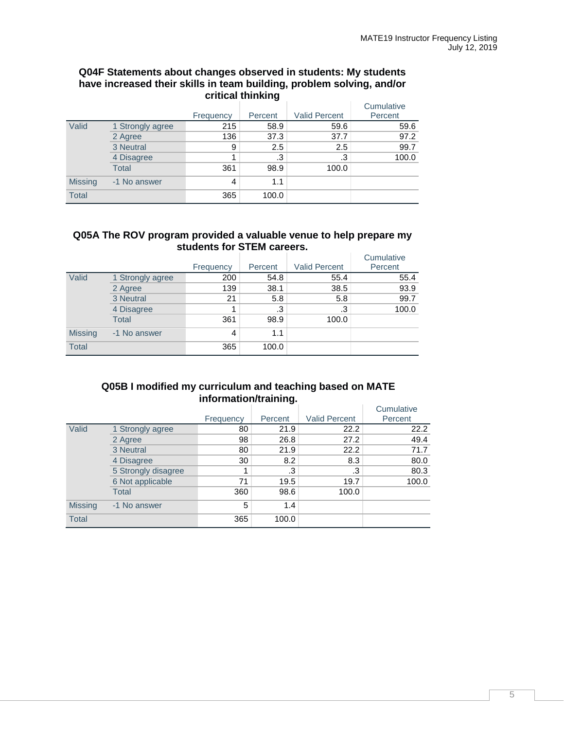### Q04F Statements about changes observed in students: My students have increased their skills in team building, problem solving, and/or critical thinking

| | | Frequency | Percent | Valid Percent | Cumulative Percent |
|---|---|---|---|---|---|
| Valid | 1 Strongly agree | 215 | 58.9 | 59.6 | 59.6 |
| | 2 Agree | 136 | 37.3 | 37.7 | 97.2 |
| | 3 Neutral | 9 | 2.5 | 2.5 | 99.7 |
| | 4 Disagree | 1 | .3 | .3 | 100.0 |
| | Total | 361 | 98.9 | 100.0 | |
| Missing | -1 No answer | 4 | 1.1 | | |
| Total | | 365 | 100.0 | | |

### Q05A The ROV program provided a valuable venue to help prepare my students for STEM careers.

| | | Frequency | Percent | Valid Percent | Cumulative Percent |
|---|---|---|---|---|---|
| Valid | 1 Strongly agree | 200 | 54.8 | 55.4 | 55.4 |
| | 2 Agree | 139 | 38.1 | 38.5 | 93.9 |
| | 3 Neutral | 21 | 5.8 | 5.8 | 99.7 |
| | 4 Disagree | 1 | .3 | .3 | 100.0 |
| | Total | 361 | 98.9 | 100.0 | |
| Missing | -1 No answer | 4 | 1.1 | | |
| Total | | 365 | 100.0 | | |

### Q05B I modified my curriculum and teaching based on MATE information/training.

| | | Frequency | Percent | Valid Percent | Cumulative Percent |
|---|---|---|---|---|---|
| Valid | 1 Strongly agree | 80 | 21.9 | 22.2 | 22.2 |
| | 2 Agree | 98 | 26.8 | 27.2 | 49.4 |
| | 3 Neutral | 80 | 21.9 | 22.2 | 71.7 |
| | 4 Disagree | 30 | 8.2 | 8.3 | 80.0 |
| | 5 Strongly disagree | 1 | .3 | .3 | 80.3 |
| | 6 Not applicable | 71 | 19.5 | 19.7 | 100.0 |
| | Total | 360 | 98.6 | 100.0 | |
| Missing | -1 No answer | 5 | 1.4 | | |
| Total | | 365 | 100.0 | | |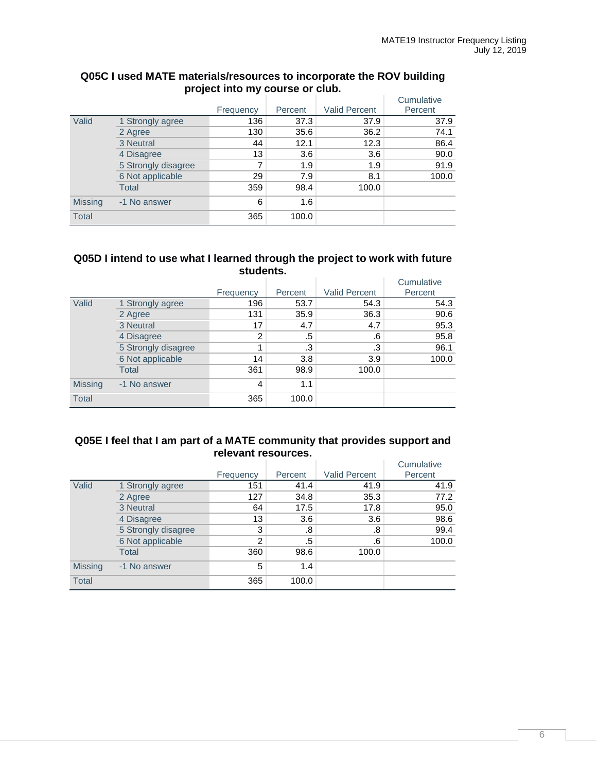### Q05C I used MATE materials/resources to incorporate the ROV building project into my course or club.

| | | Frequency | Percent | Valid Percent | Cumulative Percent |
|---|---|---|---|---|---|
| Valid | 1 Strongly agree | 136 | 37.3 | 37.9 | 37.9 |
| | 2 Agree | 130 | 35.6 | 36.2 | 74.1 |
| | 3 Neutral | 44 | 12.1 | 12.3 | 86.4 |
| | 4 Disagree | 13 | 3.6 | 3.6 | 90.0 |
| | 5 Strongly disagree | 7 | 1.9 | 1.9 | 91.9 |
| | 6 Not applicable | 29 | 7.9 | 8.1 | 100.0 |
| | Total | 359 | 98.4 | 100.0 | |
| Missing | -1 No answer | 6 | 1.6 | | |
| Total | | 365 | 100.0 | | |

### Q05D I intend to use what I learned through the project to work with future students.

| | | Frequency | Percent | Valid Percent | Cumulative Percent |
|---|---|---|---|---|---|
| Valid | 1 Strongly agree | 196 | 53.7 | 54.3 | 54.3 |
| | 2 Agree | 131 | 35.9 | 36.3 | 90.6 |
| | 3 Neutral | 17 | 4.7 | 4.7 | 95.3 |
| | 4 Disagree | 2 | .5 | .6 | 95.8 |
| | 5 Strongly disagree | 1 | .3 | .3 | 96.1 |
| | 6 Not applicable | 14 | 3.8 | 3.9 | 100.0 |
| | Total | 361 | 98.9 | 100.0 | |
| Missing | -1 No answer | 4 | 1.1 | | |
| Total | | 365 | 100.0 | | |

### Q05E I feel that I am part of a MATE community that provides support and relevant resources.

| | | Frequency | Percent | Valid Percent | Cumulative Percent |
|---|---|---|---|---|---|
| Valid | 1 Strongly agree | 151 | 41.4 | 41.9 | 41.9 |
| | 2 Agree | 127 | 34.8 | 35.3 | 77.2 |
| | 3 Neutral | 64 | 17.5 | 17.8 | 95.0 |
| | 4 Disagree | 13 | 3.6 | 3.6 | 98.6 |
| | 5 Strongly disagree | 3 | .8 | .8 | 99.4 |
| | 6 Not applicable | 2 | .5 | .6 | 100.0 |
| | Total | 360 | 98.6 | 100.0 | |
| Missing | -1 No answer | 5 | 1.4 | | |
| Total | | 365 | 100.0 | | |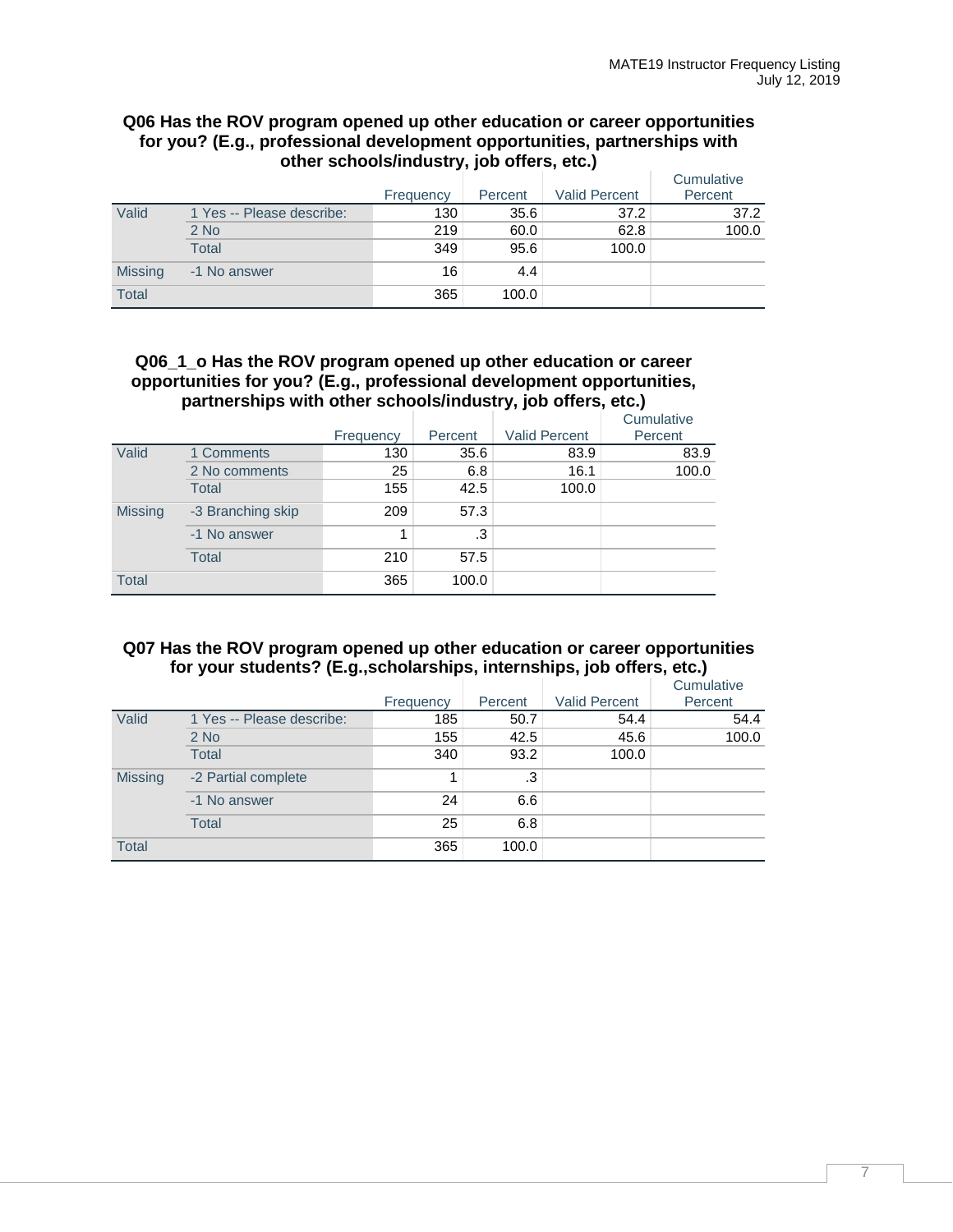**Q06 Has the ROV program opened up other education or career opportunities for you? (E.g., professional development opportunities, partnerships with other schools/industry, job offers, etc.)**

| | | Frequency | Percent | Valid Percent | Cumulative Percent |
|---|---|---|---|---|---|
| Valid | 1 Yes -- Please describe: | 130 | 35.6 | 37.2 | 37.2 |
| | 2 No | 219 | 60.0 | 62.8 | 100.0 |
| | Total | 349 | 95.6 | 100.0 | |
| Missing | -1 No answer | 16 | 4.4 | | |
| Total | | 365 | 100.0 | | |

**Q06_1_o Has the ROV program opened up other education or career opportunities for you? (E.g., professional development opportunities, partnerships with other schools/industry, job offers, etc.)**

| | | Frequency | Percent | Valid Percent | Cumulative Percent |
|---|---|---|---|---|---|
| Valid | 1 Comments | 130 | 35.6 | 83.9 | 83.9 |
| | 2 No comments | 25 | 6.8 | 16.1 | 100.0 |
| | Total | 155 | 42.5 | 100.0 | |
| Missing | -3 Branching skip | 209 | 57.3 | | |
| | -1 No answer | 1 | .3 | | |
| | Total | 210 | 57.5 | | |
| Total | | 365 | 100.0 | | |

**Q07 Has the ROV program opened up other education or career opportunities for your students? (E.g.,scholarships, internships, job offers, etc.)**

| | | Frequency | Percent | Valid Percent | Cumulative Percent |
|---|---|---|---|---|---|
| Valid | 1 Yes -- Please describe: | 185 | 50.7 | 54.4 | 54.4 |
| | 2 No | 155 | 42.5 | 45.6 | 100.0 |
| | Total | 340 | 93.2 | 100.0 | |
| Missing | -2 Partial complete | 1 | .3 | | |
| | -1 No answer | 24 | 6.6 | | |
| | Total | 25 | 6.8 | | |
| Total | | 365 | 100.0 | | |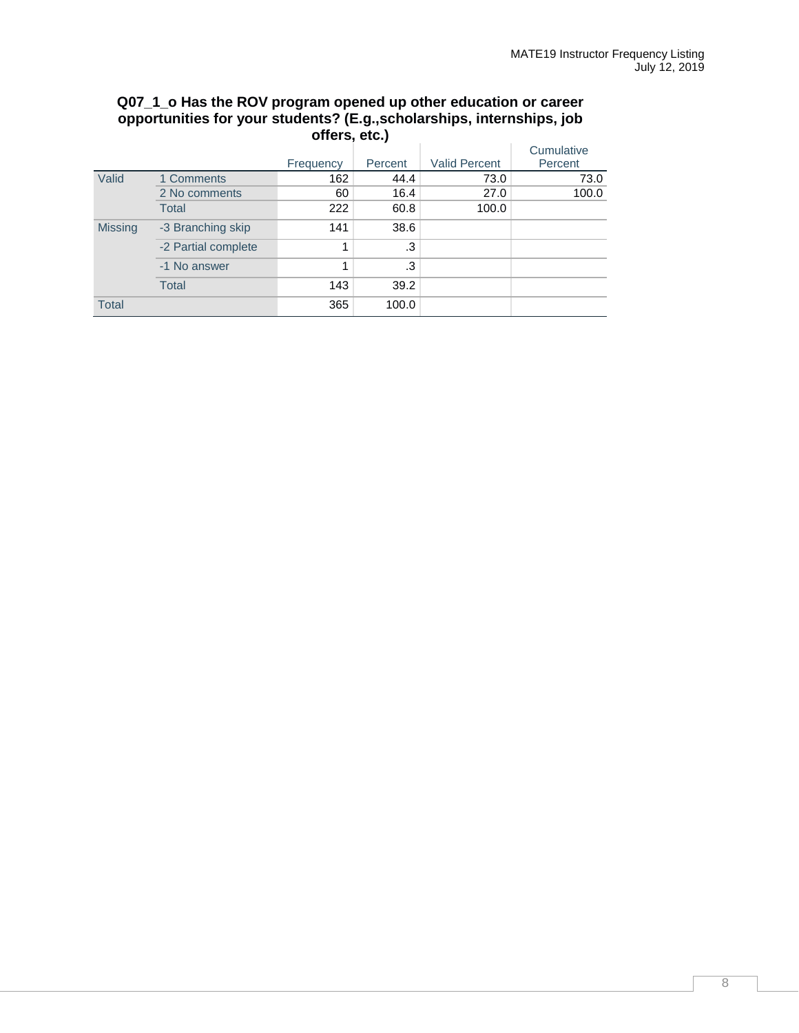**Q07_1_o Has the ROV program opened up other education or career opportunities for your students? (E.g.,scholarships, internships, job offers, etc.)**

| | | Frequency | Percent | Valid Percent | Cumulative Percent |
|---|---|---|---|---|---|
| Valid | 1 Comments | 162 | 44.4 | 73.0 | 73.0 |
| | 2 No comments | 60 | 16.4 | 27.0 | 100.0 |
| | Total | 222 | 60.8 | 100.0 | |
| Missing | -3 Branching skip | 141 | 38.6 | | |
| | -2 Partial complete | 1 | .3 | | |
| | -1 No answer | 1 | .3 | | |
| | Total | 143 | 39.2 | | |
| Total | | 365 | 100.0 | | |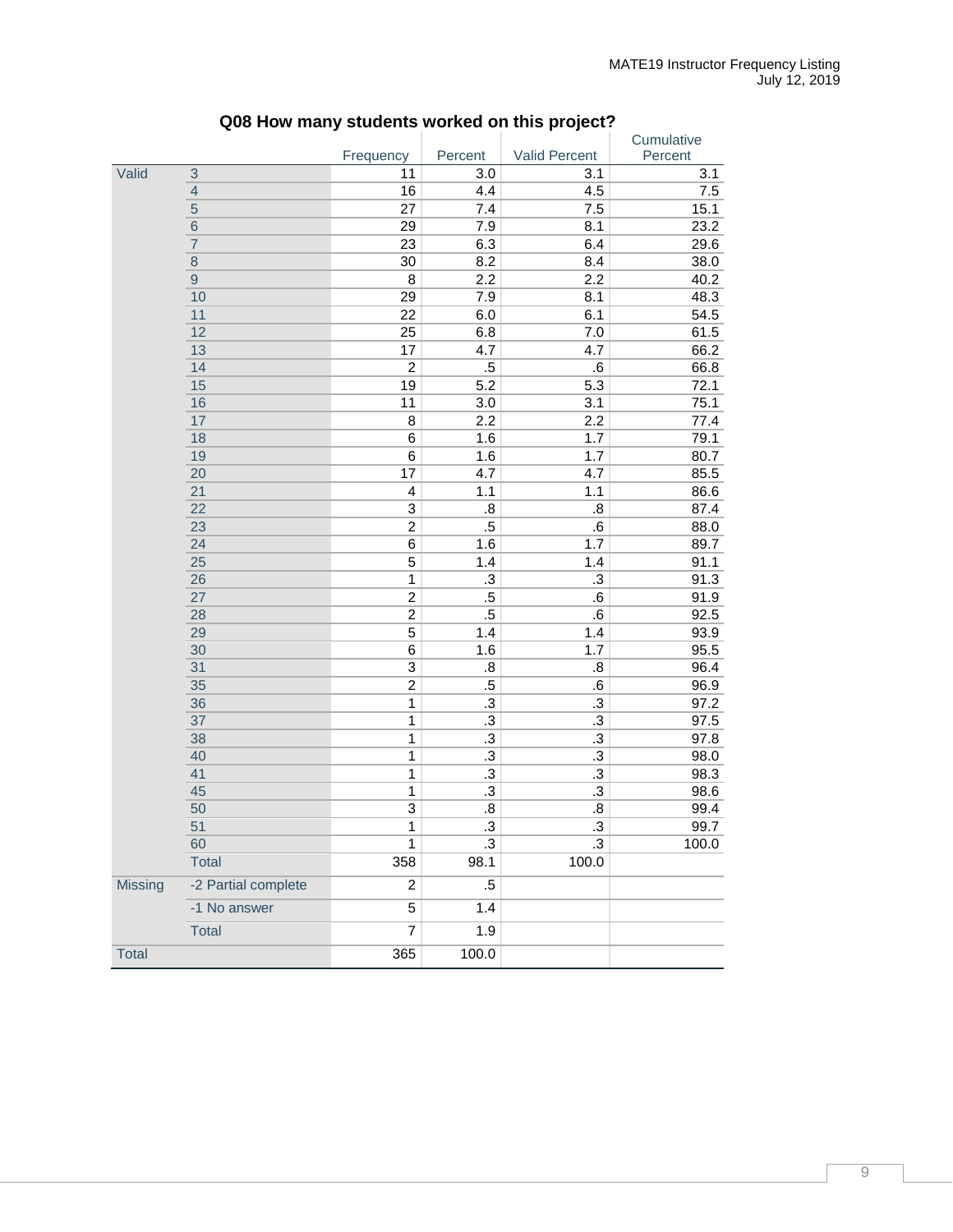## Q08 How many students worked on this project?

| | | Frequency | Percent | Valid Percent | Cumulative Percent |
|---|---|---|---|---|---|
| Valid | 3 | 11 | 3.0 | 3.1 | 3.1 |
| | 4 | 16 | 4.4 | 4.5 | 7.5 |
| | 5 | 27 | 7.4 | 7.5 | 15.1 |
| | 6 | 29 | 7.9 | 8.1 | 23.2 |
| | 7 | 23 | 6.3 | 6.4 | 29.6 |
| | 8 | 30 | 8.2 | 8.4 | 38.0 |
| | 9 | 8 | 2.2 | 2.2 | 40.2 |
| | 10 | 29 | 7.9 | 8.1 | 48.3 |
| | 11 | 22 | 6.0 | 6.1 | 54.5 |
| | 12 | 25 | 6.8 | 7.0 | 61.5 |
| | 13 | 17 | 4.7 | 4.7 | 66.2 |
| | 14 | 2 | .5 | .6 | 66.8 |
| | 15 | 19 | 5.2 | 5.3 | 72.1 |
| | 16 | 11 | 3.0 | 3.1 | 75.1 |
| | 17 | 8 | 2.2 | 2.2 | 77.4 |
| | 18 | 6 | 1.6 | 1.7 | 79.1 |
| | 19 | 6 | 1.6 | 1.7 | 80.7 |
| | 20 | 17 | 4.7 | 4.7 | 85.5 |
| | 21 | 4 | 1.1 | 1.1 | 86.6 |
| | 22 | 3 | .8 | .8 | 87.4 |
| | 23 | 2 | .5 | .6 | 88.0 |
| | 24 | 6 | 1.6 | 1.7 | 89.7 |
| | 25 | 5 | 1.4 | 1.4 | 91.1 |
| | 26 | 1 | .3 | .3 | 91.3 |
| | 27 | 2 | .5 | .6 | 91.9 |
| | 28 | 2 | .5 | .6 | 92.5 |
| | 29 | 5 | 1.4 | 1.4 | 93.9 |
| | 30 | 6 | 1.6 | 1.7 | 95.5 |
| | 31 | 3 | .8 | .8 | 96.4 |
| | 35 | 2 | .5 | .6 | 96.9 |
| | 36 | 1 | .3 | .3 | 97.2 |
| | 37 | 1 | .3 | .3 | 97.5 |
| | 38 | 1 | .3 | .3 | 97.8 |
| | 40 | 1 | .3 | .3 | 98.0 |
| | 41 | 1 | .3 | .3 | 98.3 |
| | 45 | 1 | .3 | .3 | 98.6 |
| | 50 | 3 | .8 | .8 | 99.4 |
| | 51 | 1 | .3 | .3 | 99.7 |
| | 60 | 1 | .3 | .3 | 100.0 |
| | Total | 358 | 98.1 | 100.0 | |
| Missing | -2 Partial complete | 2 | .5 | | |
| | -1 No answer | 5 | 1.4 | | |
| | Total | 7 | 1.9 | | |
| Total | | 365 | 100.0 | | |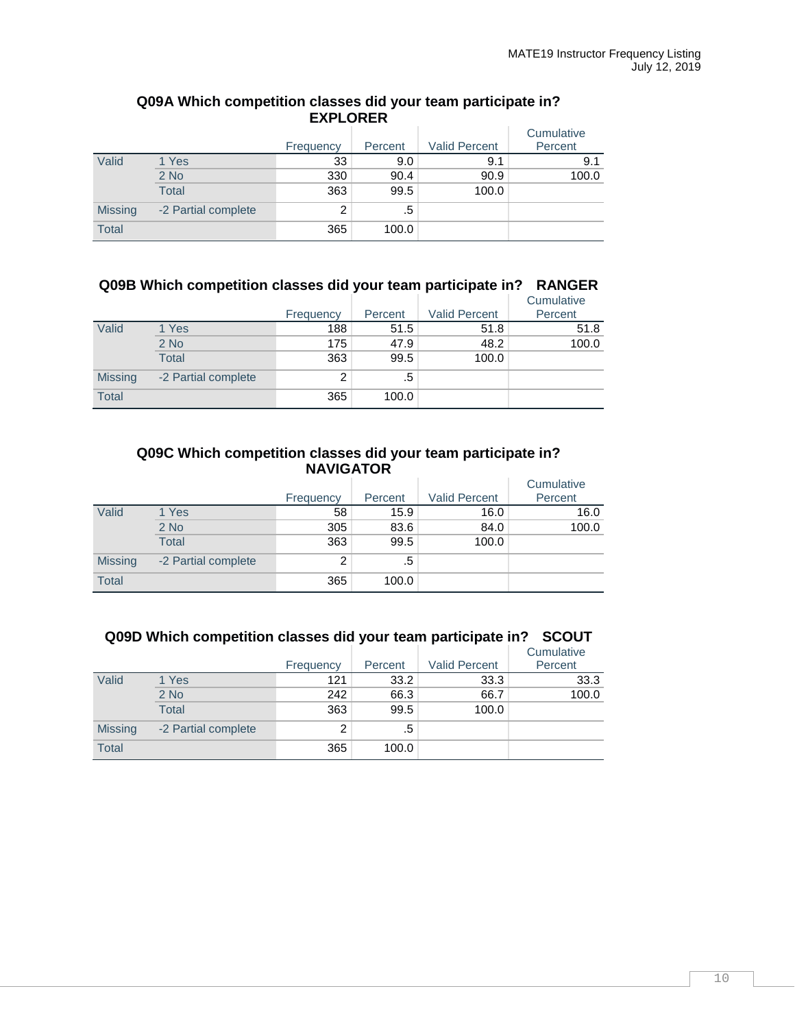### Q09A Which competition classes did your team participate in? EXPLORER

| | | Frequency | Percent | Valid Percent | Cumulative Percent |
|---|---|---|---|---|---|
| Valid | 1 Yes | 33 | 9.0 | 9.1 | 9.1 |
| | 2 No | 330 | 90.4 | 90.9 | 100.0 |
| | Total | 363 | 99.5 | 100.0 | |
| Missing | -2 Partial complete | 2 | .5 | | |
| Total | | 365 | 100.0 | | |

### Q09B Which competition classes did your team participate in? RANGER

| | | Frequency | Percent | Valid Percent | Cumulative Percent |
|---|---|---|---|---|---|
| Valid | 1 Yes | 188 | 51.5 | 51.8 | 51.8 |
| | 2 No | 175 | 47.9 | 48.2 | 100.0 |
| | Total | 363 | 99.5 | 100.0 | |
| Missing | -2 Partial complete | 2 | .5 | | |
| Total | | 365 | 100.0 | | |

### Q09C Which competition classes did your team participate in? NAVIGATOR

| | | Frequency | Percent | Valid Percent | Cumulative Percent |
|---|---|---|---|---|---|
| Valid | 1 Yes | 58 | 15.9 | 16.0 | 16.0 |
| | 2 No | 305 | 83.6 | 84.0 | 100.0 |
| | Total | 363 | 99.5 | 100.0 | |
| Missing | -2 Partial complete | 2 | .5 | | |
| Total | | 365 | 100.0 | | |

### Q09D Which competition classes did your team participate in? SCOUT

| | | Frequency | Percent | Valid Percent | Cumulative Percent |
|---|---|---|---|---|---|
| Valid | 1 Yes | 121 | 33.2 | 33.3 | 33.3 |
| | 2 No | 242 | 66.3 | 66.7 | 100.0 |
| | Total | 363 | 99.5 | 100.0 | |
| Missing | -2 Partial complete | 2 | .5 | | |
| Total | | 365 | 100.0 | | |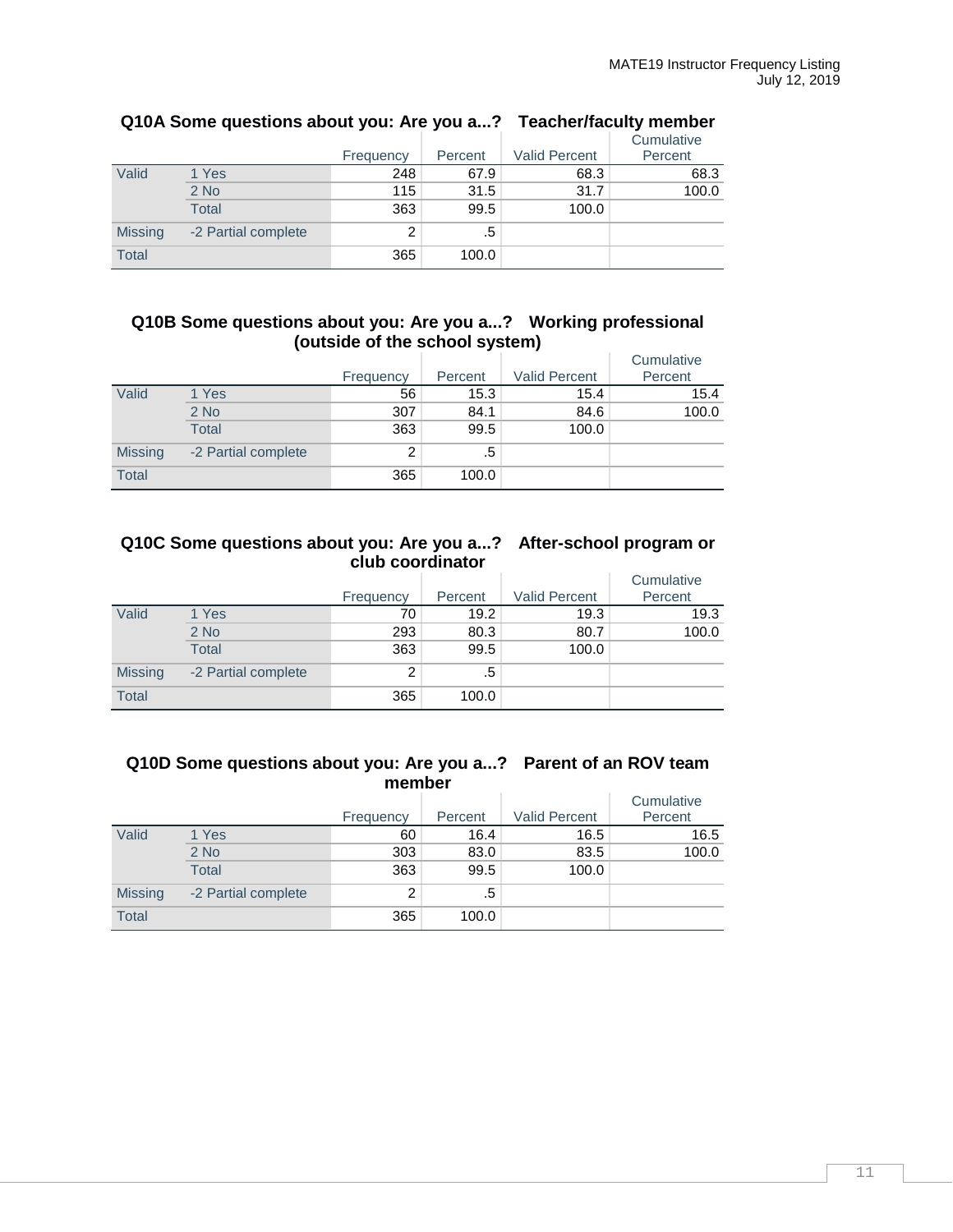### Q10A Some questions about you: Are you a...? Teacher/faculty member

| | | Frequency | Percent | Valid Percent | Cumulative Percent |
|---|---|---|---|---|---|
| Valid | 1 Yes | 248 | 67.9 | 68.3 | 68.3 |
| | 2 No | 115 | 31.5 | 31.7 | 100.0 |
| | Total | 363 | 99.5 | 100.0 | |
| Missing | -2 Partial complete | 2 | .5 | | |
| Total | | 365 | 100.0 | | |

### Q10B Some questions about you: Are you a...? Working professional (outside of the school system)

| | | Frequency | Percent | Valid Percent | Cumulative Percent |
|---|---|---|---|---|---|
| Valid | 1 Yes | 56 | 15.3 | 15.4 | 15.4 |
| | 2 No | 307 | 84.1 | 84.6 | 100.0 |
| | Total | 363 | 99.5 | 100.0 | |
| Missing | -2 Partial complete | 2 | .5 | | |
| Total | | 365 | 100.0 | | |

### Q10C Some questions about you: Are you a...? After-school program or club coordinator

| | | Frequency | Percent | Valid Percent | Cumulative Percent |
|---|---|---|---|---|---|
| Valid | 1 Yes | 70 | 19.2 | 19.3 | 19.3 |
| | 2 No | 293 | 80.3 | 80.7 | 100.0 |
| | Total | 363 | 99.5 | 100.0 | |
| Missing | -2 Partial complete | 2 | .5 | | |
| Total | | 365 | 100.0 | | |

### Q10D Some questions about you: Are you a...? Parent of an ROV team member

| | | Frequency | Percent | Valid Percent | Cumulative Percent |
|---|---|---|---|---|---|
| Valid | 1 Yes | 60 | 16.4 | 16.5 | 16.5 |
| | 2 No | 303 | 83.0 | 83.5 | 100.0 |
| | Total | 363 | 99.5 | 100.0 | |
| Missing | -2 Partial complete | 2 | .5 | | |
| Total | | 365 | 100.0 | | |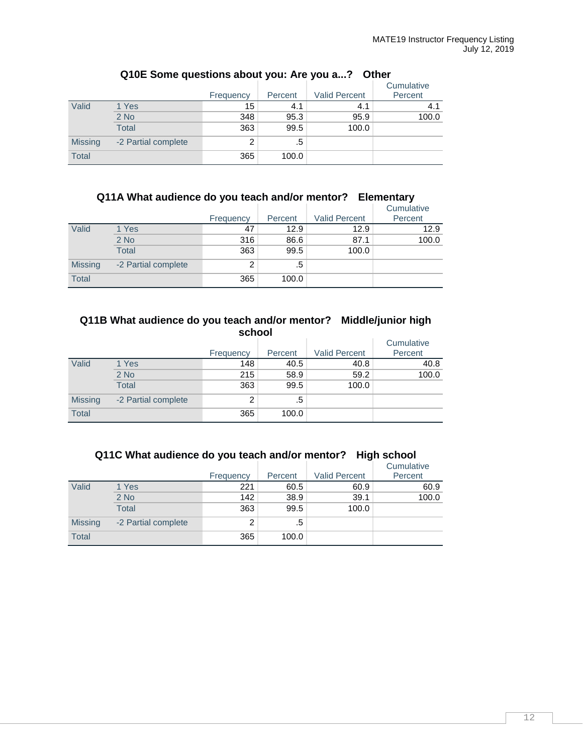### Q10E Some questions about you: Are you a...? Other

| | | Frequency | Percent | Valid Percent | Cumulative Percent |
|---|---|---|---|---|---|
| Valid | 1 Yes | 15 | 4.1 | 4.1 | 4.1 |
| | 2 No | 348 | 95.3 | 95.9 | 100.0 |
| | Total | 363 | 99.5 | 100.0 | |
| Missing | -2 Partial complete | 2 | .5 | | |
| Total | | 365 | 100.0 | | |

### Q11A What audience do you teach and/or mentor? Elementary

| | | Frequency | Percent | Valid Percent | Cumulative Percent |
|---|---|---|---|---|---|
| Valid | 1 Yes | 47 | 12.9 | 12.9 | 12.9 |
| | 2 No | 316 | 86.6 | 87.1 | 100.0 |
| | Total | 363 | 99.5 | 100.0 | |
| Missing | -2 Partial complete | 2 | .5 | | |
| Total | | 365 | 100.0 | | |

### Q11B What audience do you teach and/or mentor? Middle/junior high school

| | | Frequency | Percent | Valid Percent | Cumulative Percent |
|---|---|---|---|---|---|
| Valid | 1 Yes | 148 | 40.5 | 40.8 | 40.8 |
| | 2 No | 215 | 58.9 | 59.2 | 100.0 |
| | Total | 363 | 99.5 | 100.0 | |
| Missing | -2 Partial complete | 2 | .5 | | |
| Total | | 365 | 100.0 | | |

### Q11C What audience do you teach and/or mentor? High school

| | | Frequency | Percent | Valid Percent | Cumulative Percent |
|---|---|---|---|---|---|
| Valid | 1 Yes | 221 | 60.5 | 60.9 | 60.9 |
| | 2 No | 142 | 38.9 | 39.1 | 100.0 |
| | Total | 363 | 99.5 | 100.0 | |
| Missing | -2 Partial complete | 2 | .5 | | |
| Total | | 365 | 100.0 | | |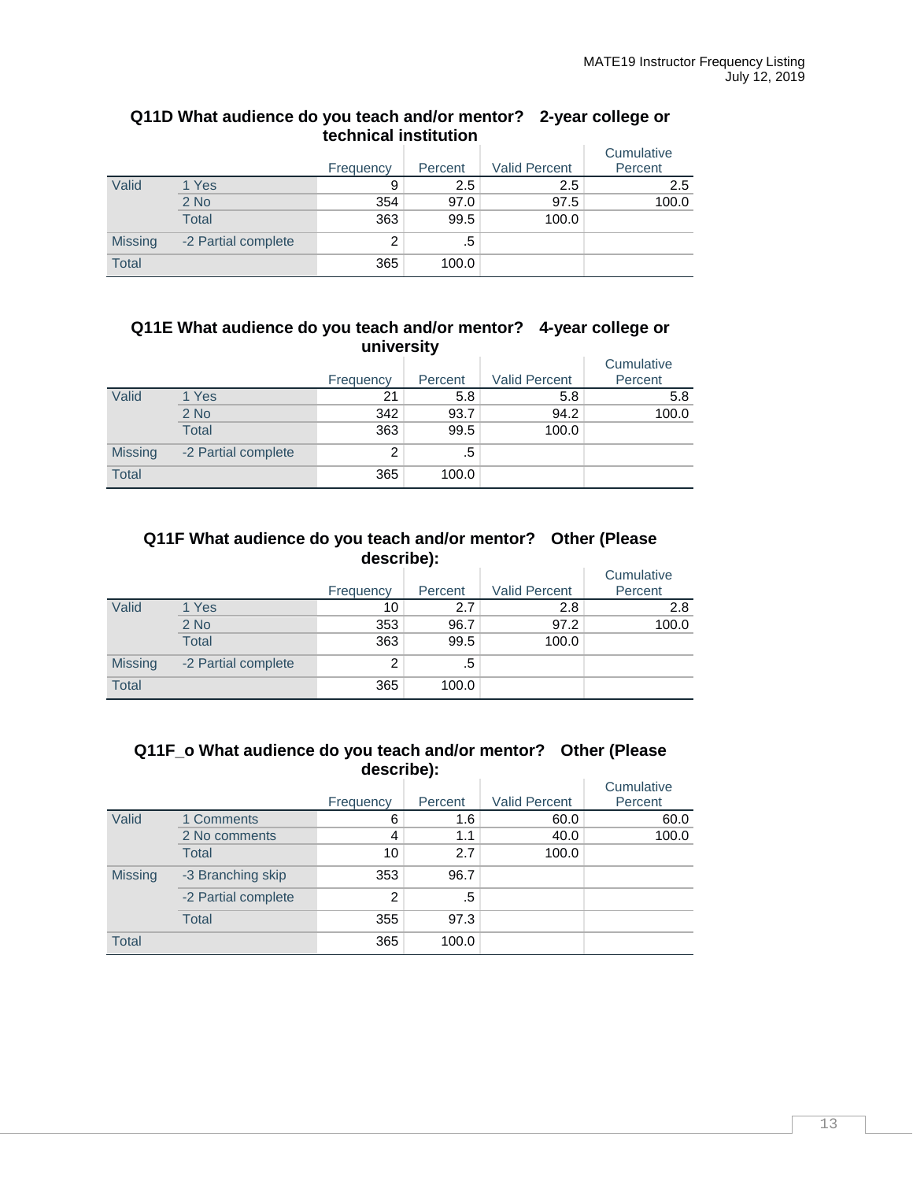### Q11D What audience do you teach and/or mentor? 2-year college or technical institution

| | | Frequency | Percent | Valid Percent | Cumulative Percent |
|---|---|---|---|---|---|
| Valid | 1 Yes | 9 | 2.5 | 2.5 | 2.5 |
| | 2 No | 354 | 97.0 | 97.5 | 100.0 |
| | Total | 363 | 99.5 | 100.0 | |
| Missing | -2 Partial complete | 2 | .5 | | |
| Total | | 365 | 100.0 | | |

### Q11E What audience do you teach and/or mentor? 4-year college or university

| | | Frequency | Percent | Valid Percent | Cumulative Percent |
|---|---|---|---|---|---|
| Valid | 1 Yes | 21 | 5.8 | 5.8 | 5.8 |
| | 2 No | 342 | 93.7 | 94.2 | 100.0 |
| | Total | 363 | 99.5 | 100.0 | |
| Missing | -2 Partial complete | 2 | .5 | | |
| Total | | 365 | 100.0 | | |

### Q11F What audience do you teach and/or mentor? Other (Please describe):

| | | Frequency | Percent | Valid Percent | Cumulative Percent |
|---|---|---|---|---|---|
| Valid | 1 Yes | 10 | 2.7 | 2.8 | 2.8 |
| | 2 No | 353 | 96.7 | 97.2 | 100.0 |
| | Total | 363 | 99.5 | 100.0 | |
| Missing | -2 Partial complete | 2 | .5 | | |
| Total | | 365 | 100.0 | | |

### Q11F_o What audience do you teach and/or mentor? Other (Please describe):

| | | Frequency | Percent | Valid Percent | Cumulative Percent |
|---|---|---|---|---|---|
| Valid | 1 Comments | 6 | 1.6 | 60.0 | 60.0 |
| | 2 No comments | 4 | 1.1 | 40.0 | 100.0 |
| | Total | 10 | 2.7 | 100.0 | |
| Missing | -3 Branching skip | 353 | 96.7 | | |
| | -2 Partial complete | 2 | .5 | | |
| | Total | 355 | 97.3 | | |
| Total | | 365 | 100.0 | | |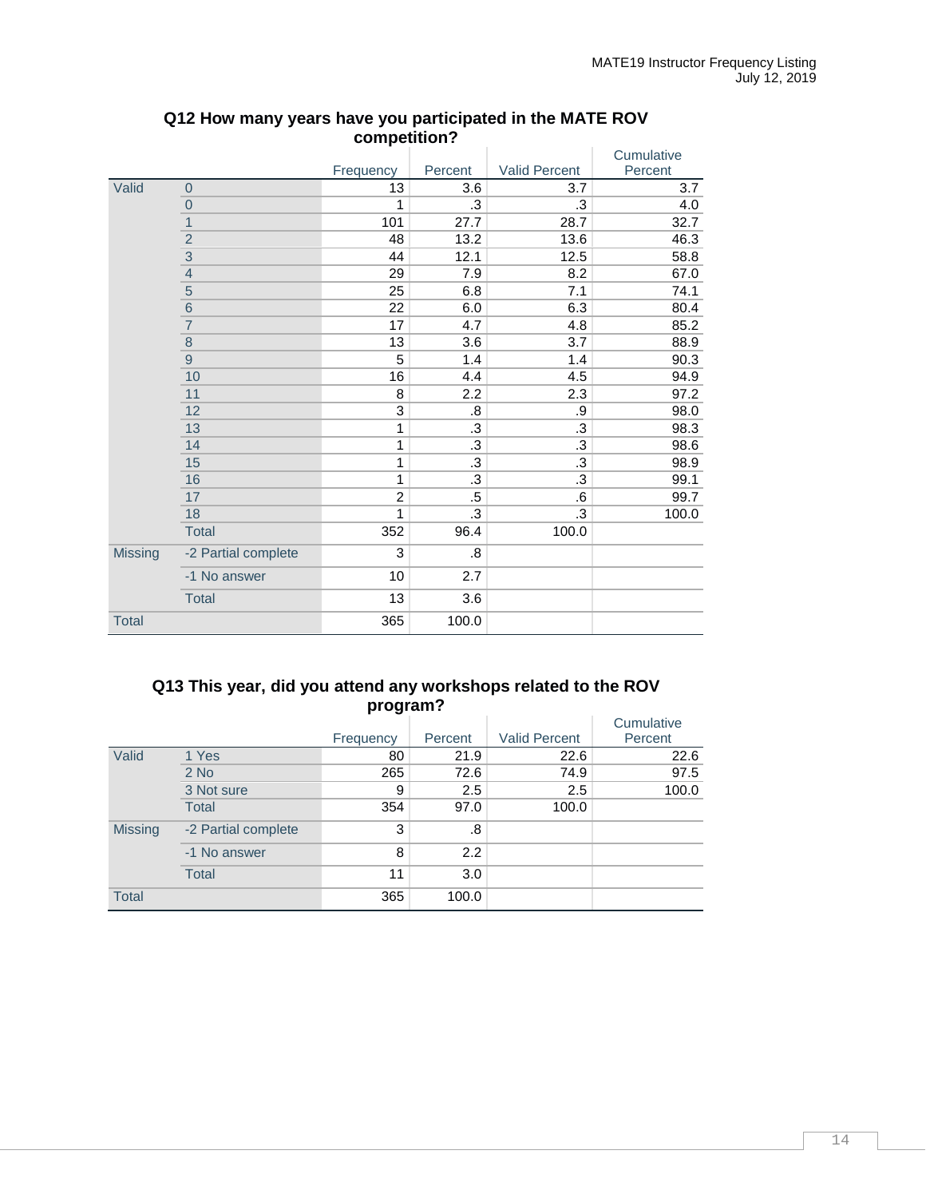### Q12 How many years have you participated in the MATE ROV competition?

| | | Frequency | Percent | Valid Percent | Cumulative Percent |
|---|---|---|---|---|---|
| Valid | 0 | 13 | 3.6 | 3.7 | 3.7 |
| | 0 | 1 | .3 | .3 | 4.0 |
| | 1 | 101 | 27.7 | 28.7 | 32.7 |
| | 2 | 48 | 13.2 | 13.6 | 46.3 |
| | 3 | 44 | 12.1 | 12.5 | 58.8 |
| | 4 | 29 | 7.9 | 8.2 | 67.0 |
| | 5 | 25 | 6.8 | 7.1 | 74.1 |
| | 6 | 22 | 6.0 | 6.3 | 80.4 |
| | 7 | 17 | 4.7 | 4.8 | 85.2 |
| | 8 | 13 | 3.6 | 3.7 | 88.9 |
| | 9 | 5 | 1.4 | 1.4 | 90.3 |
| | 10 | 16 | 4.4 | 4.5 | 94.9 |
| | 11 | 8 | 2.2 | 2.3 | 97.2 |
| | 12 | 3 | .8 | .9 | 98.0 |
| | 13 | 1 | .3 | .3 | 98.3 |
| | 14 | 1 | .3 | .3 | 98.6 |
| | 15 | 1 | .3 | .3 | 98.9 |
| | 16 | 1 | .3 | .3 | 99.1 |
| | 17 | 2 | .5 | .6 | 99.7 |
| | 18 | 1 | .3 | .3 | 100.0 |
| | Total | 352 | 96.4 | 100.0 | |
| Missing | -2 Partial complete | 3 | .8 | | |
| | -1 No answer | 10 | 2.7 | | |
| | Total | 13 | 3.6 | | |
| Total | | 365 | 100.0 | | |

### Q13 This year, did you attend any workshops related to the ROV program?

| | | Frequency | Percent | Valid Percent | Cumulative Percent |
|---|---|---|---|---|---|
| Valid | 1 Yes | 80 | 21.9 | 22.6 | 22.6 |
| | 2 No | 265 | 72.6 | 74.9 | 97.5 |
| | 3 Not sure | 9 | 2.5 | 2.5 | 100.0 |
| | Total | 354 | 97.0 | 100.0 | |
| Missing | -2 Partial complete | 3 | .8 | | |
| | -1 No answer | 8 | 2.2 | | |
| | Total | 11 | 3.0 | | |
| Total | | 365 | 100.0 | | |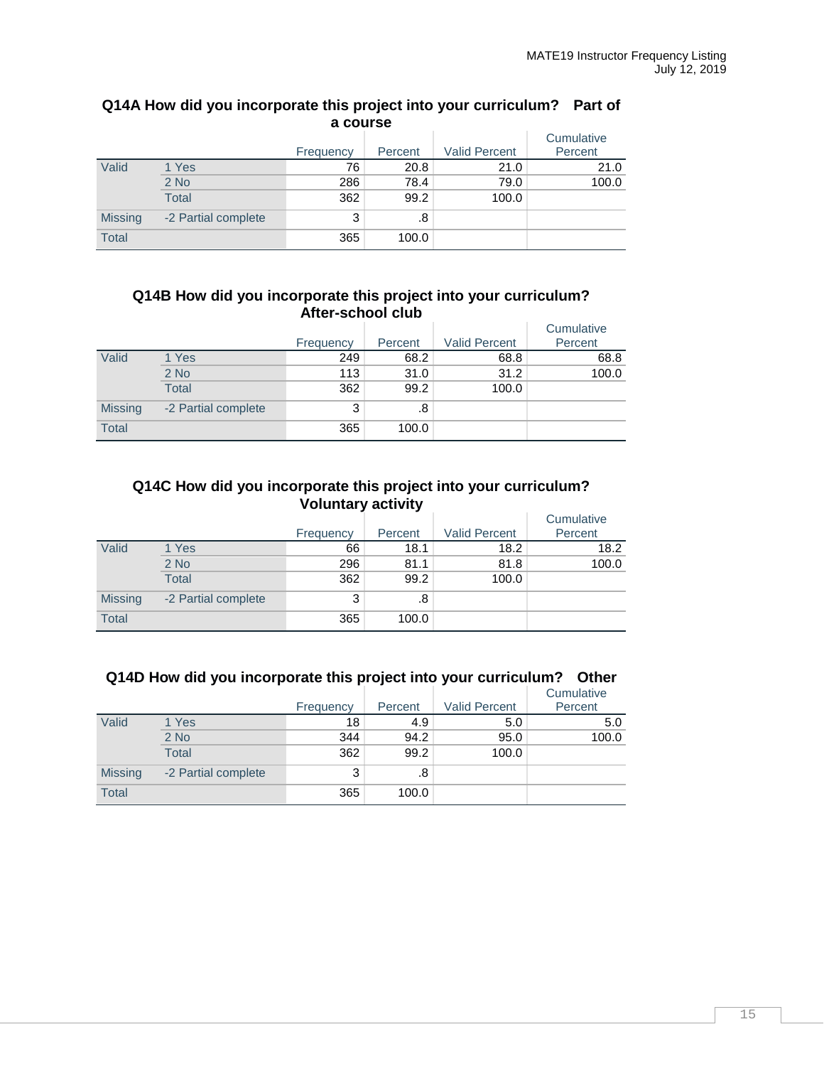### Q14A How did you incorporate this project into your curriculum? Part of a course

| | | Frequency | Percent | Valid Percent | Cumulative Percent |
|---|---|---|---|---|---|
| Valid | 1 Yes | 76 | 20.8 | 21.0 | 21.0 |
| | 2 No | 286 | 78.4 | 79.0 | 100.0 |
| | Total | 362 | 99.2 | 100.0 | |
| Missing | -2 Partial complete | 3 | .8 | | |
| Total | | 365 | 100.0 | | |

### Q14B How did you incorporate this project into your curriculum? After-school club

| | | Frequency | Percent | Valid Percent | Cumulative Percent |
|---|---|---|---|---|---|
| Valid | 1 Yes | 249 | 68.2 | 68.8 | 68.8 |
| | 2 No | 113 | 31.0 | 31.2 | 100.0 |
| | Total | 362 | 99.2 | 100.0 | |
| Missing | -2 Partial complete | 3 | .8 | | |
| Total | | 365 | 100.0 | | |

### Q14C How did you incorporate this project into your curriculum? Voluntary activity

| | | Frequency | Percent | Valid Percent | Cumulative Percent |
|---|---|---|---|---|---|
| Valid | 1 Yes | 66 | 18.1 | 18.2 | 18.2 |
| | 2 No | 296 | 81.1 | 81.8 | 100.0 |
| | Total | 362 | 99.2 | 100.0 | |
| Missing | -2 Partial complete | 3 | .8 | | |
| Total | | 365 | 100.0 | | |

### Q14D How did you incorporate this project into your curriculum? Other

| | | Frequency | Percent | Valid Percent | Cumulative Percent |
|---|---|---|---|---|---|
| Valid | 1 Yes | 18 | 4.9 | 5.0 | 5.0 |
| | 2 No | 344 | 94.2 | 95.0 | 100.0 |
| | Total | 362 | 99.2 | 100.0 | |
| Missing | -2 Partial complete | 3 | .8 | | |
| Total | | 365 | 100.0 | | |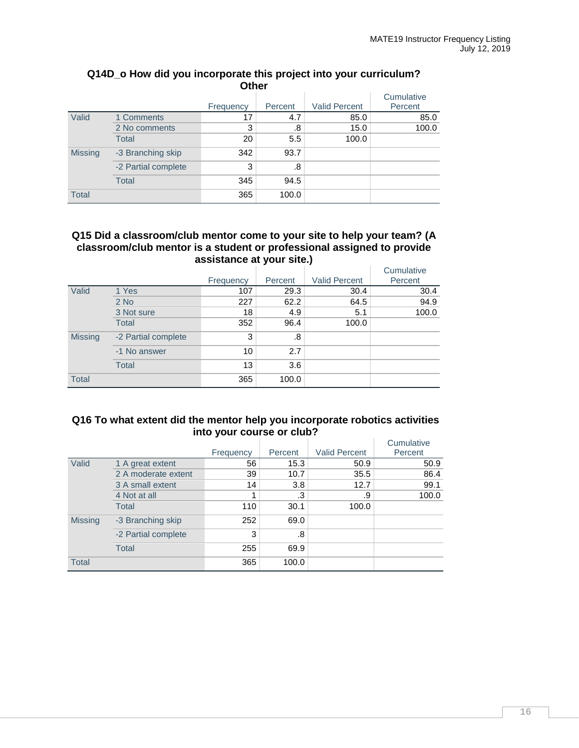### Q14D_o How did you incorporate this project into your curriculum? Other

| | | Frequency | Percent | Valid Percent | Cumulative Percent |
|---|---|---|---|---|---|
| Valid | 1 Comments | 17 | 4.7 | 85.0 | 85.0 |
| | 2 No comments | 3 | .8 | 15.0 | 100.0 |
| | Total | 20 | 5.5 | 100.0 | |
| Missing | -3 Branching skip | 342 | 93.7 | | |
| | -2 Partial complete | 3 | .8 | | |
| | Total | 345 | 94.5 | | |
| Total | | 365 | 100.0 | | |

### Q15 Did a classroom/club mentor come to your site to help your team? (A classroom/club mentor is a student or professional assigned to provide assistance at your site.)

| | | Frequency | Percent | Valid Percent | Cumulative Percent |
|---|---|---|---|---|---|
| Valid | 1 Yes | 107 | 29.3 | 30.4 | 30.4 |
| | 2 No | 227 | 62.2 | 64.5 | 94.9 |
| | 3 Not sure | 18 | 4.9 | 5.1 | 100.0 |
| | Total | 352 | 96.4 | 100.0 | |
| Missing | -2 Partial complete | 3 | .8 | | |
| | -1 No answer | 10 | 2.7 | | |
| | Total | 13 | 3.6 | | |
| Total | | 365 | 100.0 | | |

### Q16 To what extent did the mentor help you incorporate robotics activities into your course or club?

| | | Frequency | Percent | Valid Percent | Cumulative Percent |
|---|---|---|---|---|---|
| Valid | 1 A great extent | 56 | 15.3 | 50.9 | 50.9 |
| | 2 A moderate extent | 39 | 10.7 | 35.5 | 86.4 |
| | 3 A small extent | 14 | 3.8 | 12.7 | 99.1 |
| | 4 Not at all | 1 | .3 | .9 | 100.0 |
| | Total | 110 | 30.1 | 100.0 | |
| Missing | -3 Branching skip | 252 | 69.0 | | |
| | -2 Partial complete | 3 | .8 | | |
| | Total | 255 | 69.9 | | |
| Total | | 365 | 100.0 | | |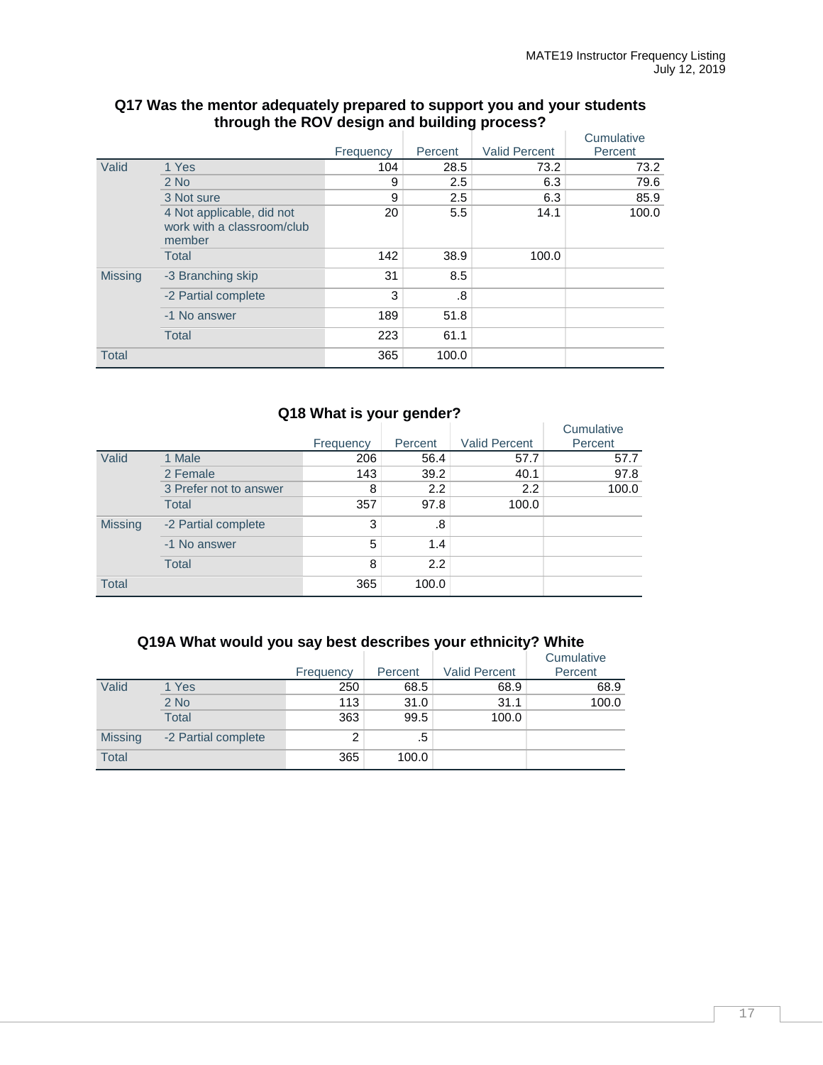### Q17 Was the mentor adequately prepared to support you and your students through the ROV design and building process?

| | | Frequency | Percent | Valid Percent | Cumulative Percent |
|---|---|---|---|---|---|
| Valid | 1 Yes | 104 | 28.5 | 73.2 | 73.2 |
| | 2 No | 9 | 2.5 | 6.3 | 79.6 |
| | 3 Not sure | 9 | 2.5 | 6.3 | 85.9 |
| | 4 Not applicable, did not work with a classroom/club member | 20 | 5.5 | 14.1 | 100.0 |
| | Total | 142 | 38.9 | 100.0 | |
| Missing | -3 Branching skip | 31 | 8.5 | | |
| | -2 Partial complete | 3 | .8 | | |
| | -1 No answer | 189 | 51.8 | | |
| | Total | 223 | 61.1 | | |
| Total | | 365 | 100.0 | | |

### Q18 What is your gender?

| | | Frequency | Percent | Valid Percent | Cumulative Percent |
|---|---|---|---|---|---|
| Valid | 1 Male | 206 | 56.4 | 57.7 | 57.7 |
| | 2 Female | 143 | 39.2 | 40.1 | 97.8 |
| | 3 Prefer not to answer | 8 | 2.2 | 2.2 | 100.0 |
| | Total | 357 | 97.8 | 100.0 | |
| Missing | -2 Partial complete | 3 | .8 | | |
| | -1 No answer | 5 | 1.4 | | |
| | Total | 8 | 2.2 | | |
| Total | | 365 | 100.0 | | |

### Q19A What would you say best describes your ethnicity? White

| | | Frequency | Percent | Valid Percent | Cumulative Percent |
|---|---|---|---|---|---|
| Valid | 1 Yes | 250 | 68.5 | 68.9 | 68.9 |
| | 2 No | 113 | 31.0 | 31.1 | 100.0 |
| | Total | 363 | 99.5 | 100.0 | |
| Missing | -2 Partial complete | 2 | .5 | | |
| Total | | 365 | 100.0 | | |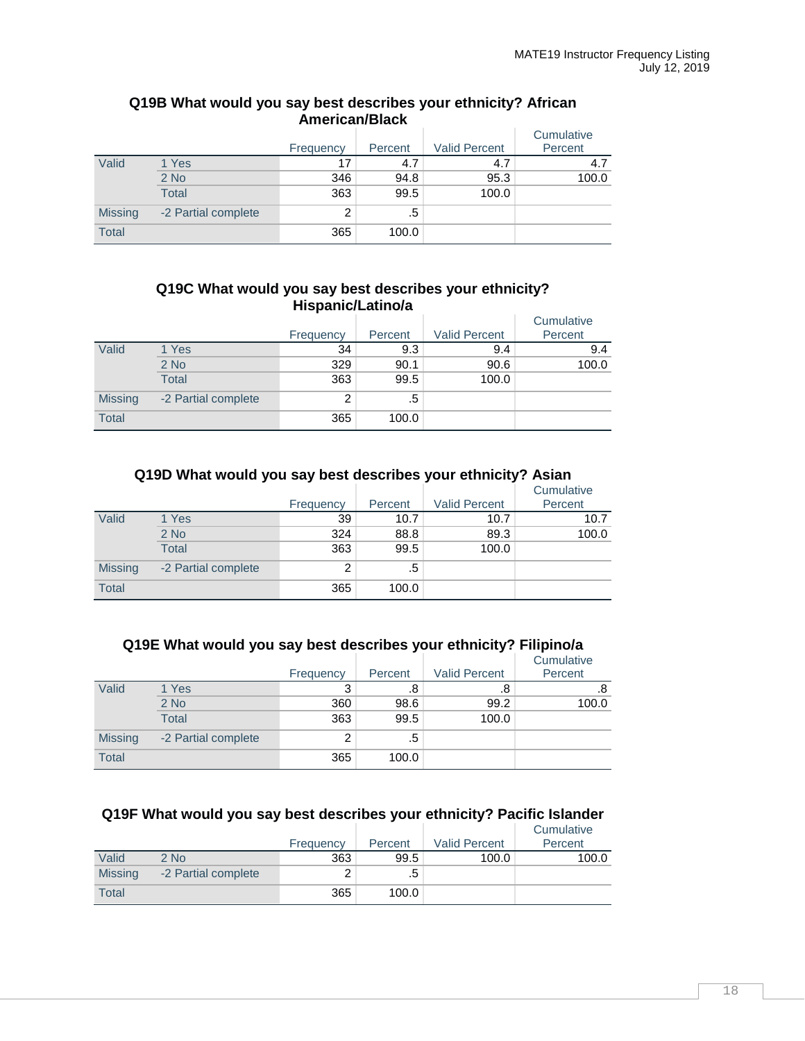### Q19B What would you say best describes your ethnicity? African American/Black

| | | Frequency | Percent | Valid Percent | Cumulative Percent |
|---|---|---|---|---|---|
| Valid | 1 Yes | 17 | 4.7 | 4.7 | 4.7 |
| | 2 No | 346 | 94.8 | 95.3 | 100.0 |
| | Total | 363 | 99.5 | 100.0 | |
| Missing | -2 Partial complete | 2 | .5 | | |
| Total | | 365 | 100.0 | | |

### Q19C What would you say best describes your ethnicity? Hispanic/Latino/a

| | | Frequency | Percent | Valid Percent | Cumulative Percent |
|---|---|---|---|---|---|
| Valid | 1 Yes | 34 | 9.3 | 9.4 | 9.4 |
| | 2 No | 329 | 90.1 | 90.6 | 100.0 |
| | Total | 363 | 99.5 | 100.0 | |
| Missing | -2 Partial complete | 2 | .5 | | |
| Total | | 365 | 100.0 | | |

### Q19D What would you say best describes your ethnicity? Asian

| | | Frequency | Percent | Valid Percent | Cumulative Percent |
|---|---|---|---|---|---|
| Valid | 1 Yes | 39 | 10.7 | 10.7 | 10.7 |
| | 2 No | 324 | 88.8 | 89.3 | 100.0 |
| | Total | 363 | 99.5 | 100.0 | |
| Missing | -2 Partial complete | 2 | .5 | | |
| Total | | 365 | 100.0 | | |

### Q19E What would you say best describes your ethnicity? Filipino/a

| | | Frequency | Percent | Valid Percent | Cumulative Percent |
|---|---|---|---|---|---|
| Valid | 1 Yes | 3 | .8 | .8 | .8 |
| | 2 No | 360 | 98.6 | 99.2 | 100.0 |
| | Total | 363 | 99.5 | 100.0 | |
| Missing | -2 Partial complete | 2 | .5 | | |
| Total | | 365 | 100.0 | | |

### Q19F What would you say best describes your ethnicity? Pacific Islander

| | | Frequency | Percent | Valid Percent | Cumulative Percent |
|---|---|---|---|---|---|
| Valid | 2 No | 363 | 99.5 | 100.0 | 100.0 |
| Missing | -2 Partial complete | 2 | .5 | | |
| Total | | 365 | 100.0 | | |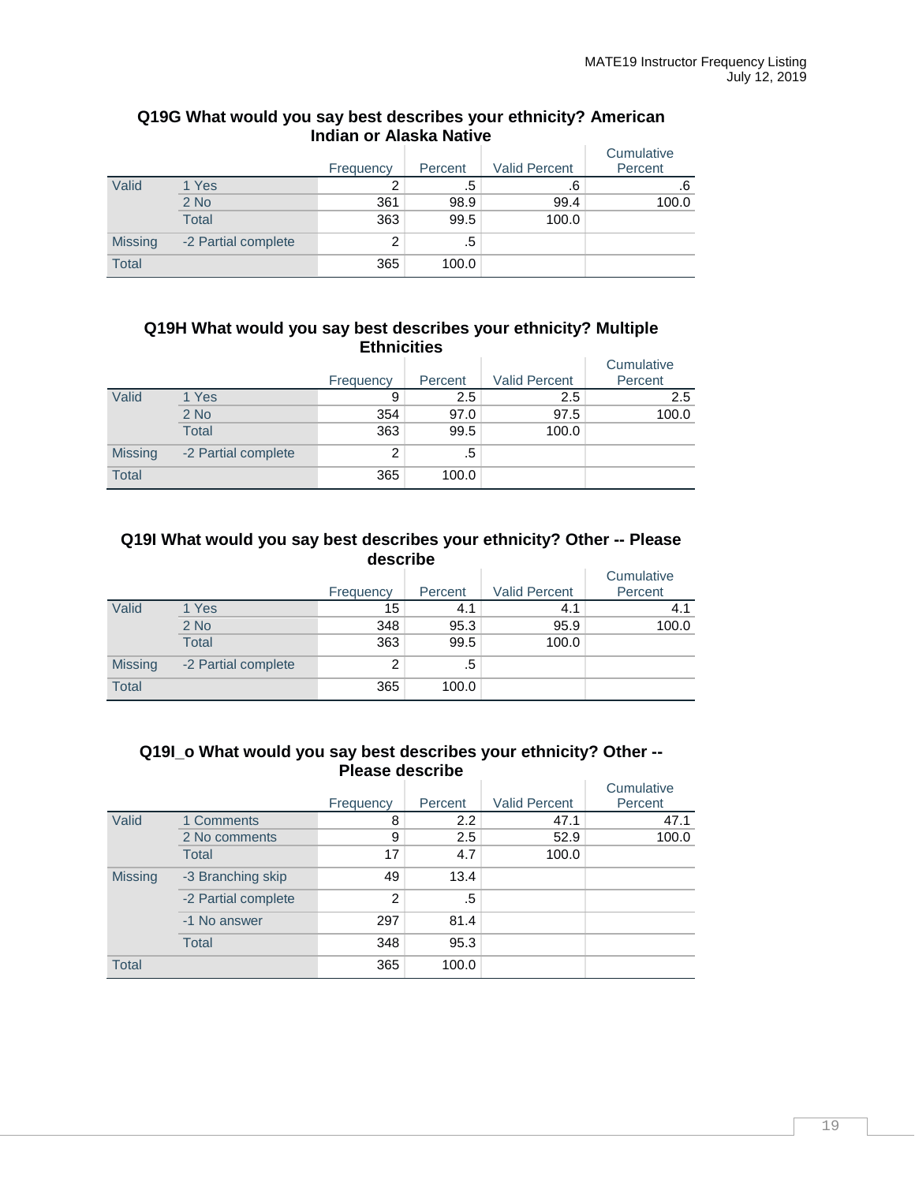### Q19G What would you say best describes your ethnicity? American Indian or Alaska Native

| | | Frequency | Percent | Valid Percent | Cumulative Percent |
|---|---|---|---|---|---|
| Valid | 1 Yes | 2 | .5 | .6 | .6 |
| | 2 No | 361 | 98.9 | 99.4 | 100.0 |
| | Total | 363 | 99.5 | 100.0 | |
| Missing | -2 Partial complete | 2 | .5 | | |
| Total | | 365 | 100.0 | | |

### Q19H What would you say best describes your ethnicity? Multiple Ethnicities

| | | Frequency | Percent | Valid Percent | Cumulative Percent |
|---|---|---|---|---|---|
| Valid | 1 Yes | 9 | 2.5 | 2.5 | 2.5 |
| | 2 No | 354 | 97.0 | 97.5 | 100.0 |
| | Total | 363 | 99.5 | 100.0 | |
| Missing | -2 Partial complete | 2 | .5 | | |
| Total | | 365 | 100.0 | | |

### Q19I What would you say best describes your ethnicity? Other -- Please describe

| | | Frequency | Percent | Valid Percent | Cumulative Percent |
|---|---|---|---|---|---|
| Valid | 1 Yes | 15 | 4.1 | 4.1 | 4.1 |
| | 2 No | 348 | 95.3 | 95.9 | 100.0 |
| | Total | 363 | 99.5 | 100.0 | |
| Missing | -2 Partial complete | 2 | .5 | | |
| Total | | 365 | 100.0 | | |

### Q19I_o What would you say best describes your ethnicity? Other -- Please describe

| | | Frequency | Percent | Valid Percent | Cumulative Percent |
|---|---|---|---|---|---|
| Valid | 1 Comments | 8 | 2.2 | 47.1 | 47.1 |
| | 2 No comments | 9 | 2.5 | 52.9 | 100.0 |
| | Total | 17 | 4.7 | 100.0 | |
| Missing | -3 Branching skip | 49 | 13.4 | | |
| | -2 Partial complete | 2 | .5 | | |
| | -1 No answer | 297 | 81.4 | | |
| | Total | 348 | 95.3 | | |
| Total | | 365 | 100.0 | | |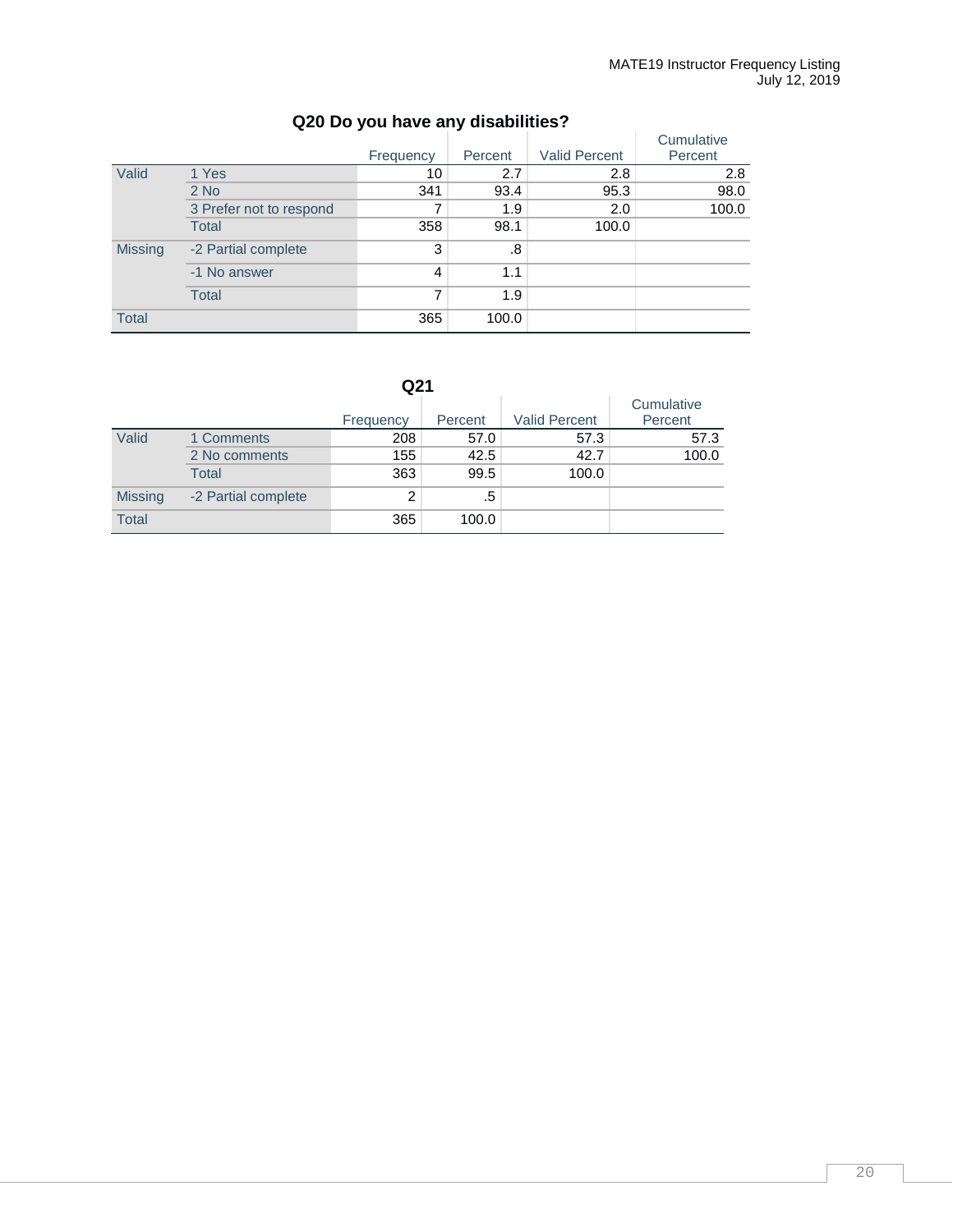## Q20 Do you have any disabilities?

| | | Frequency | Percent | Valid Percent | Cumulative Percent |
|---|---|---|---|---|---|
| Valid | 1 Yes | 10 | 2.7 | 2.8 | 2.8 |
| | 2 No | 341 | 93.4 | 95.3 | 98.0 |
| | 3 Prefer not to respond | 7 | 1.9 | 2.0 | 100.0 |
| | Total | 358 | 98.1 | 100.0 | |
| Missing | -2 Partial complete | 3 | .8 | | |
| | -1 No answer | 4 | 1.1 | | |
| | Total | 7 | 1.9 | | |
| Total | | 365 | 100.0 | | |

## Q21

| | | Frequency | Percent | Valid Percent | Cumulative Percent |
|---|---|---|---|---|---|
| Valid | 1 Comments | 208 | 57.0 | 57.3 | 57.3 |
| | 2 No comments | 155 | 42.5 | 42.7 | 100.0 |
| | Total | 363 | 99.5 | 100.0 | |
| Missing | -2 Partial complete | 2 | .5 | | |
| Total | | 365 | 100.0 | | |